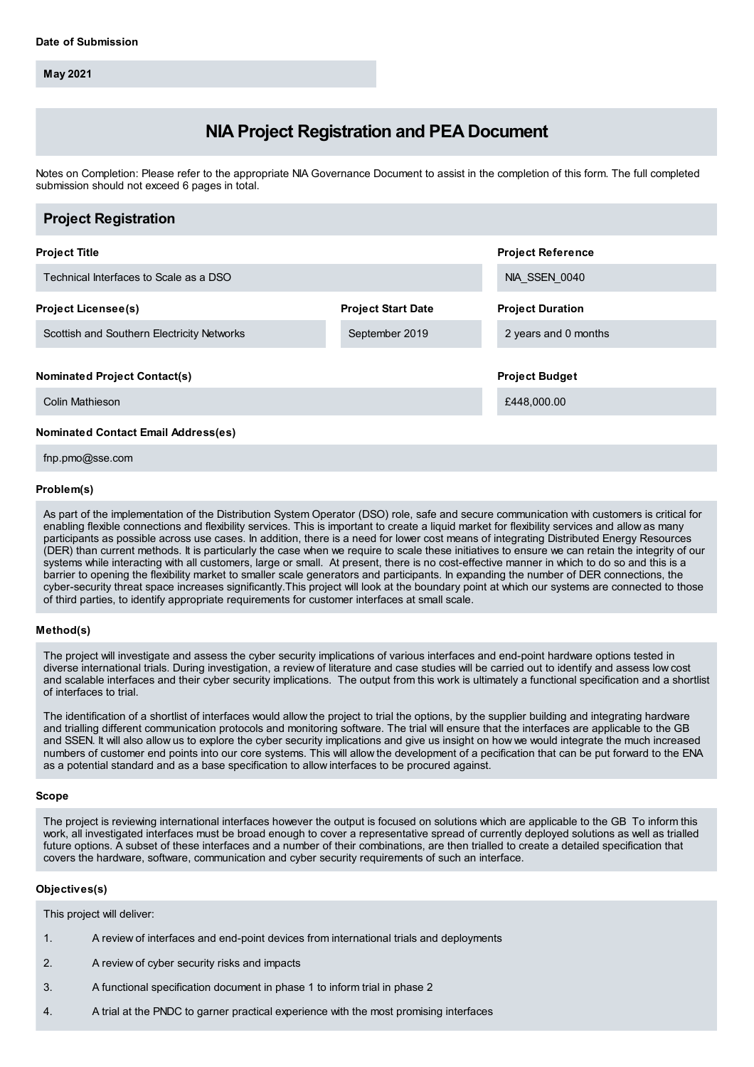**Date of Submission**

**May 2021**

# NIA Project Registration and PEA Document

Notes on Completion: Please refer to the appropriate NIA Governance Document to assist in the completion of this form. The full completed submission should not exceed 6 pages in total.

## Project Registration

**Project Title**

Technical Interfaces to Scale as a DSO

**Project Reference**

NIA_SSEN_0040

**Project Licensee(s)**

Scottish and Southern Electricity Networks

**Project Start Date**

September 2019

**Project Duration**

2 years and 0 months

**Nominated Project Contact(s)**

Colin Mathieson

**Project Budget**

£448,000.00

**Nominated Contact Email Address(es)**

fnp.pmo@sse.com

**Problem(s)**

As part of the implementation of the Distribution System Operator (DSO) role, safe and secure communication with customers is critical for enabling flexible connections and flexibility services. This is important to create a liquid market for flexibility services and allow as many participants as possible across use cases. In addition, there is a need for lower cost means of integrating Distributed Energy Resources (DER) than current methods. It is particularly the case when we require to scale these initiatives to ensure we can retain the integrity of our systems while interacting with all customers, large or small. At present, there is no cost-effective manner in which to do so and this is a barrier to opening the flexibility market to smaller scale generators and participants. In expanding the number of DER connections, the cyber-security threat space increases significantly.This project will look at the boundary point at which our systems are connected to those of third parties, to identify appropriate requirements for customer interfaces at small scale.

**Method(s)**

The project will investigate and assess the cyber security implications of various interfaces and end-point hardware options tested in diverse international trials. During investigation, a review of literature and case studies will be carried out to identify and assess low cost and scalable interfaces and their cyber security implications. The output from this work is ultimately a functional specification and a shortlist of interfaces to trial.

The identification of a shortlist of interfaces would allow the project to trial the options, by the supplier building and integrating hardware and trialling different communication protocols and monitoring software. The trial will ensure that the interfaces are applicable to the GB and SSEN. It will also allow us to explore the cyber security implications and give us insight on how we would integrate the much increased numbers of customer end points into our core systems. This will allow the development of a pecification that can be put forward to the ENA as a potential standard and as a base specification to allow interfaces to be procured against.

**Scope**

The project is reviewing international interfaces however the output is focused on solutions which are applicable to the GB To inform this work, all investigated interfaces must be broad enough to cover a representative spread of currently deployed solutions as well as trialled future options. A subset of these interfaces and a number of their combinations, are then trialled to create a detailed specification that covers the hardware, software, communication and cyber security requirements of such an interface.

**Objectives(s)**

This project will deliver:

1. A review of interfaces and end-point devices from international trials and deployments
2. A review of cyber security risks and impacts
3. A functional specification document in phase 1 to inform trial in phase 2
4. A trial at the PNDC to garner practical experience with the most promising interfaces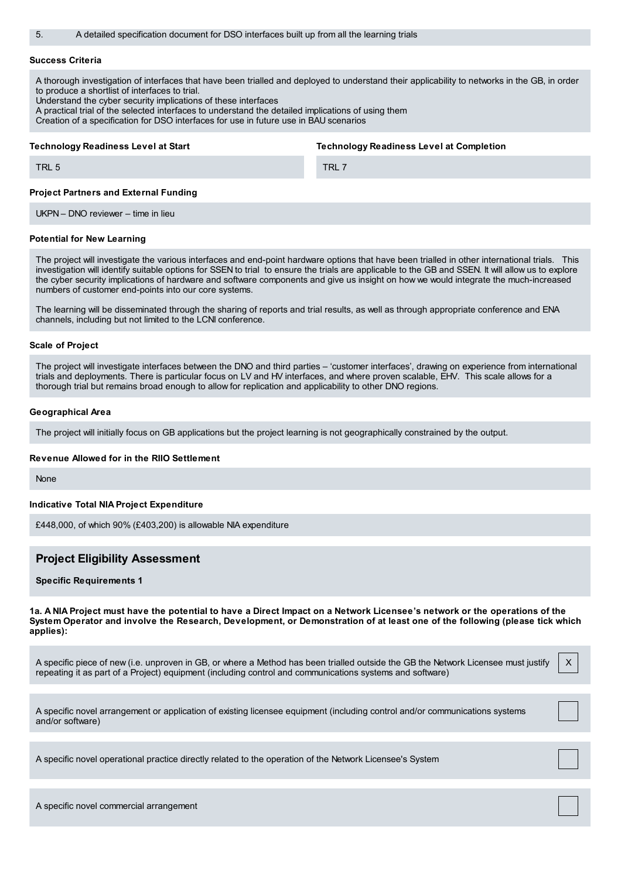5. A detailed specification document for DSO interfaces built up from all the learning trials

**Success Criteria**

A thorough investigation of interfaces that have been trialled and deployed to understand their applicability to networks in the GB, in order to produce a shortlist of interfaces to trial.
Understand the cyber security implications of these interfaces
A practical trial of the selected interfaces to understand the detailed implications of using them
Creation of a specification for DSO interfaces for use in future use in BAU scenarios

**Technology Readiness Level at Start**

TRL 5

**Technology Readiness Level at Completion**

TRL 7

**Project Partners and External Funding**

UKPN – DNO reviewer – time in lieu

**Potential for New Learning**

The project will investigate the various interfaces and end-point hardware options that have been trialled in other international trials. This investigation will identify suitable options for SSEN to trial to ensure the trials are applicable to the GB and SSEN. It will allow us to explore the cyber security implications of hardware and software components and give us insight on how we would integrate the much-increased numbers of customer end-points into our core systems.

The learning will be disseminated through the sharing of reports and trial results, as well as through appropriate conference and ENA channels, including but not limited to the LCNI conference.

**Scale of Project**

The project will investigate interfaces between the DNO and third parties – 'customer interfaces', drawing on experience from international trials and deployments. There is particular focus on LV and HV interfaces, and where proven scalable, EHV. This scale allows for a thorough trial but remains broad enough to allow for replication and applicability to other DNO regions.

**Geographical Area**

The project will initially focus on GB applications but the project learning is not geographically constrained by the output.

**Revenue Allowed for in the RIIO Settlement**

None

**Indicative Total NIA Project Expenditure**

£448,000, of which 90% (£403,200) is allowable NIA expenditure

## Project Eligibility Assessment

**Specific Requirements 1**

**1a. A NIA Project must have the potential to have a Direct Impact on a Network Licensee's network or the operations of the System Operator and involve the Research, Development, or Demonstration of at least one of the following (please tick which applies):**

- [X] A specific piece of new (i.e. unproven in GB, or where a Method has been trialled outside the GB the Network Licensee must justify repeating it as part of a Project) equipment (including control and communications systems and software)
- [ ] A specific novel arrangement or application of existing licensee equipment (including control and/or communications systems and/or software)
- [ ] A specific novel operational practice directly related to the operation of the Network Licensee's System
- [ ] A specific novel commercial arrangement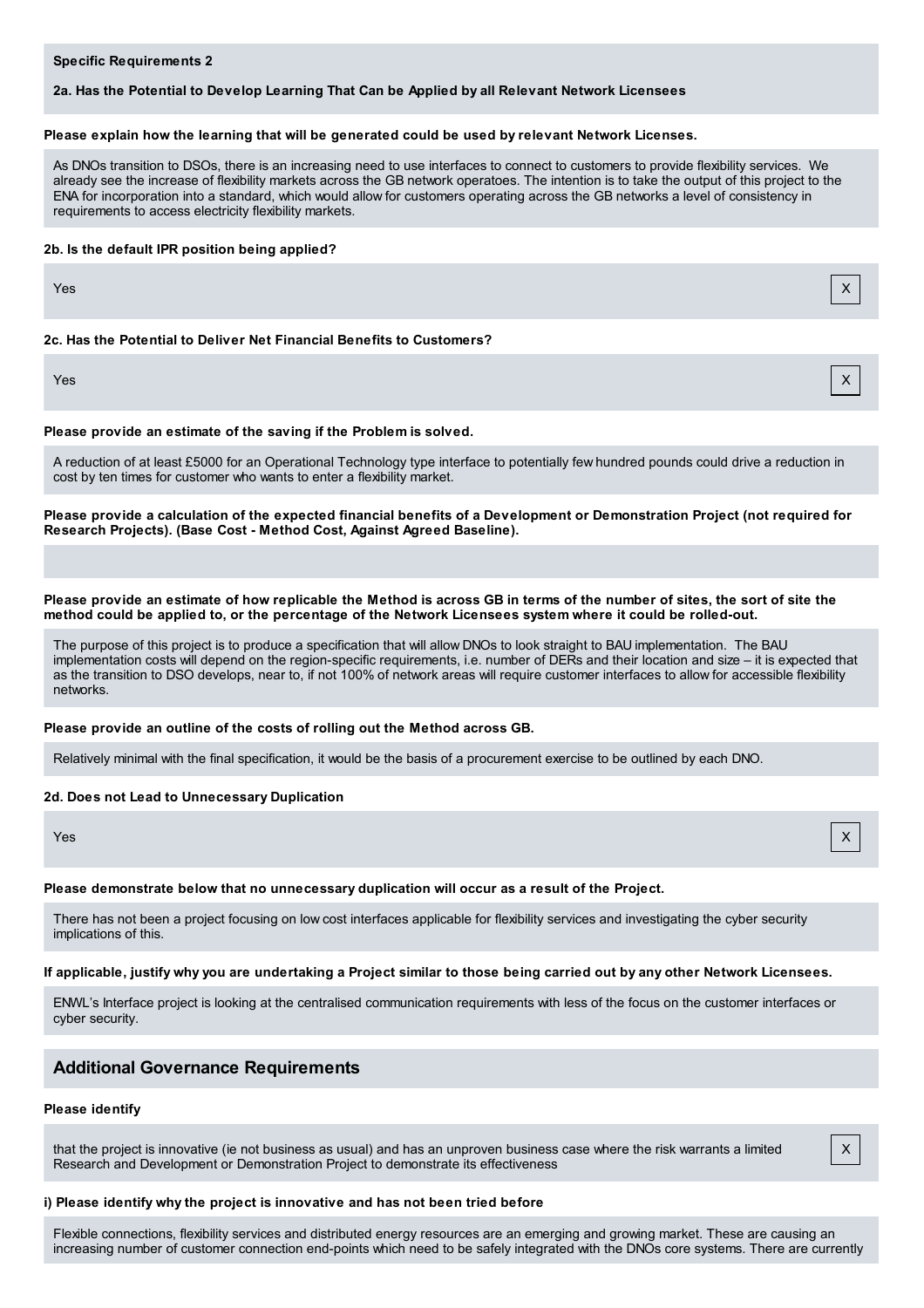**Specific Requirements 2**

**2a. Has the Potential to Develop Learning That Can be Applied by all Relevant Network Licensees**

**Please explain how the learning that will be generated could be used by relevant Network Licenses.**

As DNOs transition to DSOs, there is an increasing need to use interfaces to connect to customers to provide flexibility services. We already see the increase of flexibility markets across the GB network operatoes. The intention is to take the output of this project to the ENA for incorporation into a standard, which would allow for customers operating across the GB networks a level of consistency in requirements to access electricity flexibility markets.

**2b. Is the default IPR position being applied?**

Yes X

**2c. Has the Potential to Deliver Net Financial Benefits to Customers?**

Yes X

**Please provide an estimate of the saving if the Problem is solved.**

A reduction of at least £5000 for an Operational Technology type interface to potentially few hundred pounds could drive a reduction in cost by ten times for customer who wants to enter a flexibility market.

**Please provide a calculation of the expected financial benefits of a Development or Demonstration Project (not required for Research Projects). (Base Cost - Method Cost, Against Agreed Baseline).**

**Please provide an estimate of how replicable the Method is across GB in terms of the number of sites, the sort of site the method could be applied to, or the percentage of the Network Licensees system where it could be rolled-out.**

The purpose of this project is to produce a specification that will allow DNOs to look straight to BAU implementation. The BAU implementation costs will depend on the region-specific requirements, i.e. number of DERs and their location and size – it is expected that as the transition to DSO develops, near to, if not 100% of network areas will require customer interfaces to allow for accessible flexibility networks.

**Please provide an outline of the costs of rolling out the Method across GB.**

Relatively minimal with the final specification, it would be the basis of a procurement exercise to be outlined by each DNO.

**2d. Does not Lead to Unnecessary Duplication**

Yes X

**Please demonstrate below that no unnecessary duplication will occur as a result of the Project.**

There has not been a project focusing on low cost interfaces applicable for flexibility services and investigating the cyber security implications of this.

**If applicable, justify why you are undertaking a Project similar to those being carried out by any other Network Licensees.**

ENWL's Interface project is looking at the centralised communication requirements with less of the focus on the customer interfaces or cyber security.

## Additional Governance Requirements

**Please identify**

that the project is innovative (ie not business as usual) and has an unproven business case where the risk warrants a limited Research and Development or Demonstration Project to demonstrate its effectiveness X

**i) Please identify why the project is innovative and has not been tried before**

Flexible connections, flexibility services and distributed energy resources are an emerging and growing market. These are causing an increasing number of customer connection end-points which need to be safely integrated with the DNOs core systems. There are currently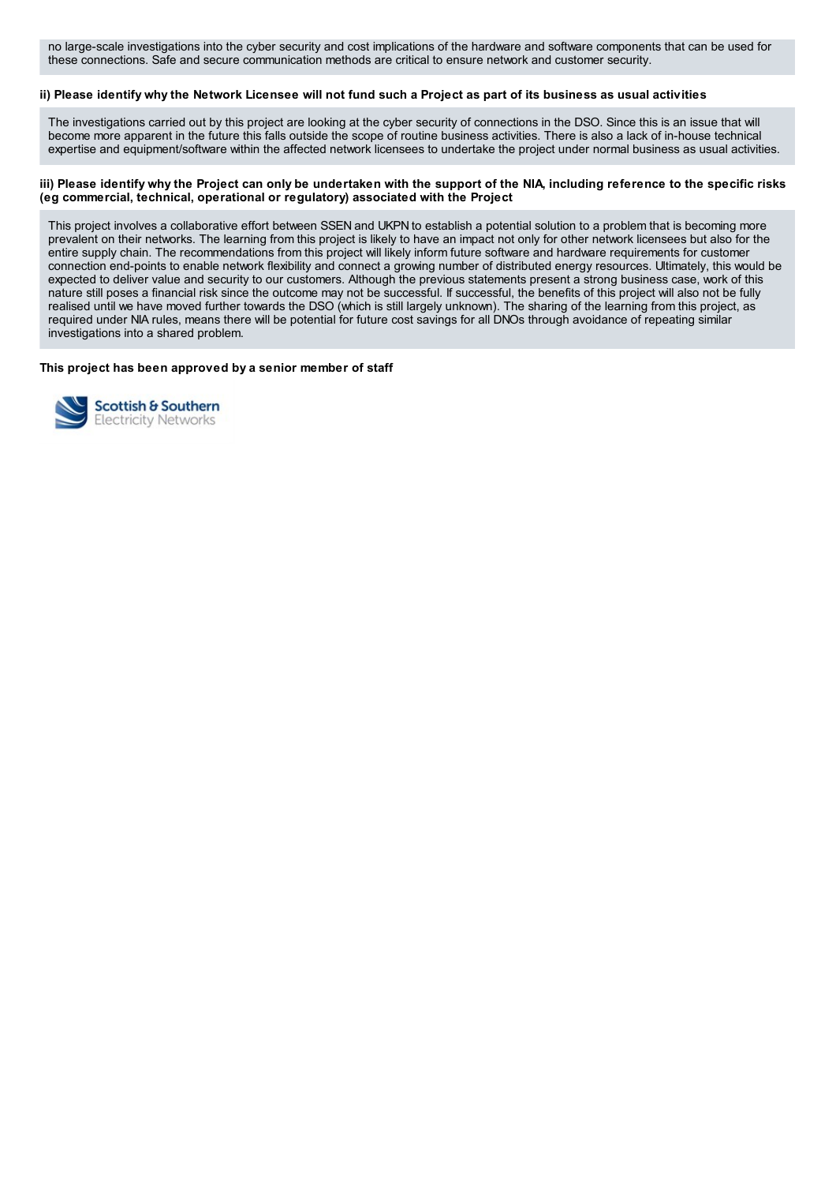no large-scale investigations into the cyber security and cost implications of the hardware and software components that can be used for these connections. Safe and secure communication methods are critical to ensure network and customer security.

**ii) Please identify why the Network Licensee will not fund such a Project as part of its business as usual activities**

The investigations carried out by this project are looking at the cyber security of connections in the DSO. Since this is an issue that will become more apparent in the future this falls outside the scope of routine business activities. There is also a lack of in-house technical expertise and equipment/software within the affected network licensees to undertake the project under normal business as usual activities.

**iii) Please identify why the Project can only be undertaken with the support of the NIA, including reference to the specific risks (eg commercial, technical, operational or regulatory) associated with the Project**

This project involves a collaborative effort between SSEN and UKPN to establish a potential solution to a problem that is becoming more prevalent on their networks. The learning from this project is likely to have an impact not only for other network licensees but also for the entire supply chain. The recommendations from this project will likely inform future software and hardware requirements for customer connection end-points to enable network flexibility and connect a growing number of distributed energy resources. Ultimately, this would be expected to deliver value and security to our customers. Although the previous statements present a strong business case, work of this nature still poses a financial risk since the outcome may not be successful. If successful, the benefits of this project will also not be fully realised until we have moved further towards the DSO (which is still largely unknown). The sharing of the learning from this project, as required under NIA rules, means there will be potential for future cost savings for all DNOs through avoidance of repeating similar investigations into a shared problem.

**This project has been approved by a senior member of staff**

Scottish & Southern Electricity Networks